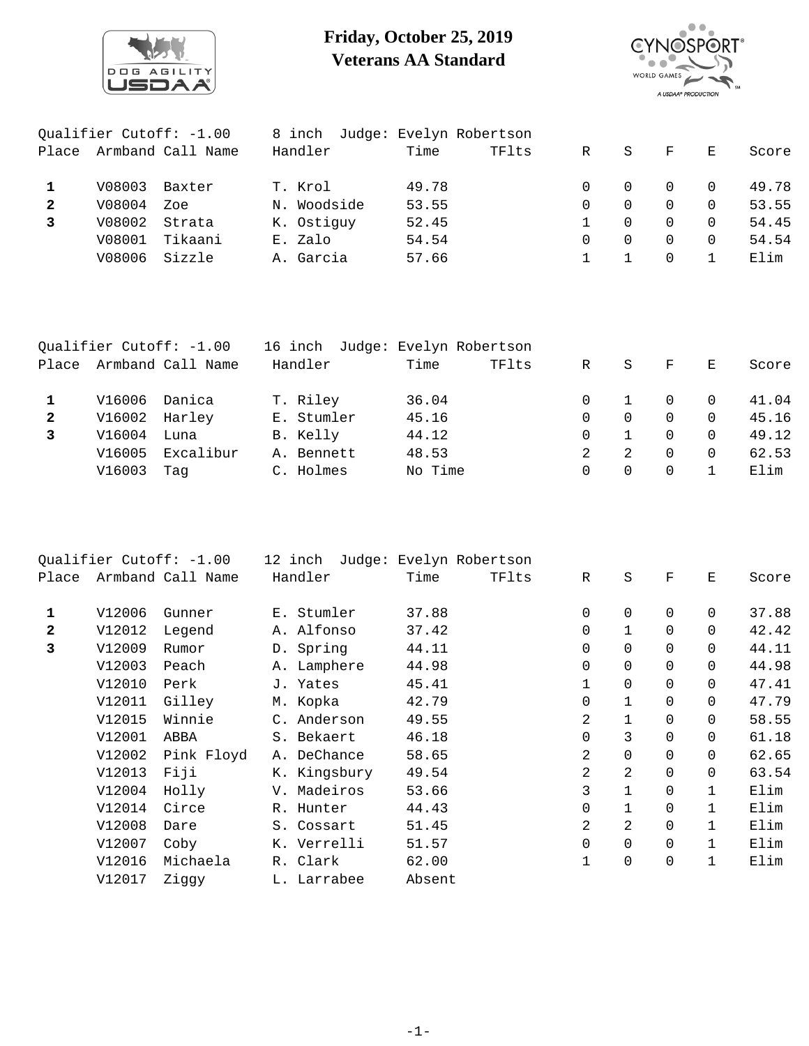# Friday, October 25, 2019
# Veterans AA Standard

Qualifier Cutoff: -1.00 8 inch Judge: Evelyn Robertson

| Place | Armband | Call Name | Handler | Time | TFlts | R | S | F | E | Score |
|---|---|---|---|---|---|---|---|---|---|---|
| **1** | V08003 | Baxter | T. Krol | 49.78 | | 0 | 0 | 0 | 0 | 49.78 |
| **2** | V08004 | Zoe | N. Woodside | 53.55 | | 0 | 0 | 0 | 0 | 53.55 |
| **3** | V08002 | Strata | K. Ostiguy | 52.45 | | 1 | 0 | 0 | 0 | 54.45 |
| | V08001 | Tikaani | E. Zalo | 54.54 | | 0 | 0 | 0 | 0 | 54.54 |
| | V08006 | Sizzle | A. Garcia | 57.66 | | 1 | 1 | 0 | 1 | Elim |

Qualifier Cutoff: -1.00 16 inch Judge: Evelyn Robertson

| Place | Armband | Call Name | Handler | Time | TFlts | R | S | F | E | Score |
|---|---|---|---|---|---|---|---|---|---|---|
| **1** | V16006 | Danica | T. Riley | 36.04 | | 0 | 1 | 0 | 0 | 41.04 |
| **2** | V16002 | Harley | E. Stumler | 45.16 | | 0 | 0 | 0 | 0 | 45.16 |
| **3** | V16004 | Luna | B. Kelly | 44.12 | | 0 | 1 | 0 | 0 | 49.12 |
| | V16005 | Excalibur | A. Bennett | 48.53 | | 2 | 2 | 0 | 0 | 62.53 |
| | V16003 | Tag | C. Holmes | No Time | | 0 | 0 | 0 | 1 | Elim |

Qualifier Cutoff: -1.00 12 inch Judge: Evelyn Robertson

| Place | Armband | Call Name | Handler | Time | TFlts | R | S | F | E | Score |
|---|---|---|---|---|---|---|---|---|---|---|
| **1** | V12006 | Gunner | E. Stumler | 37.88 | | 0 | 0 | 0 | 0 | 37.88 |
| **2** | V12012 | Legend | A. Alfonso | 37.42 | | 0 | 1 | 0 | 0 | 42.42 |
| **3** | V12009 | Rumor | D. Spring | 44.11 | | 0 | 0 | 0 | 0 | 44.11 |
| | V12003 | Peach | A. Lamphere | 44.98 | | 0 | 0 | 0 | 0 | 44.98 |
| | V12010 | Perk | J. Yates | 45.41 | | 1 | 0 | 0 | 0 | 47.41 |
| | V12011 | Gilley | M. Kopka | 42.79 | | 0 | 1 | 0 | 0 | 47.79 |
| | V12015 | Winnie | C. Anderson | 49.55 | | 2 | 1 | 0 | 0 | 58.55 |
| | V12001 | ABBA | S. Bekaert | 46.18 | | 0 | 3 | 0 | 0 | 61.18 |
| | V12002 | Pink Floyd | A. DeChance | 58.65 | | 2 | 0 | 0 | 0 | 62.65 |
| | V12013 | Fiji | K. Kingsbury | 49.54 | | 2 | 2 | 0 | 0 | 63.54 |
| | V12004 | Holly | V. Madeiros | 53.66 | | 3 | 1 | 0 | 1 | Elim |
| | V12014 | Circe | R. Hunter | 44.43 | | 0 | 1 | 0 | 1 | Elim |
| | V12008 | Dare | S. Cossart | 51.45 | | 2 | 2 | 0 | 1 | Elim |
| | V12007 | Coby | K. Verrelli | 51.57 | | 0 | 0 | 0 | 1 | Elim |
| | V12016 | Michaela | R. Clark | 62.00 | | 1 | 0 | 0 | 1 | Elim |
| | V12017 | Ziggy | L. Larrabee | Absent | | | | | | |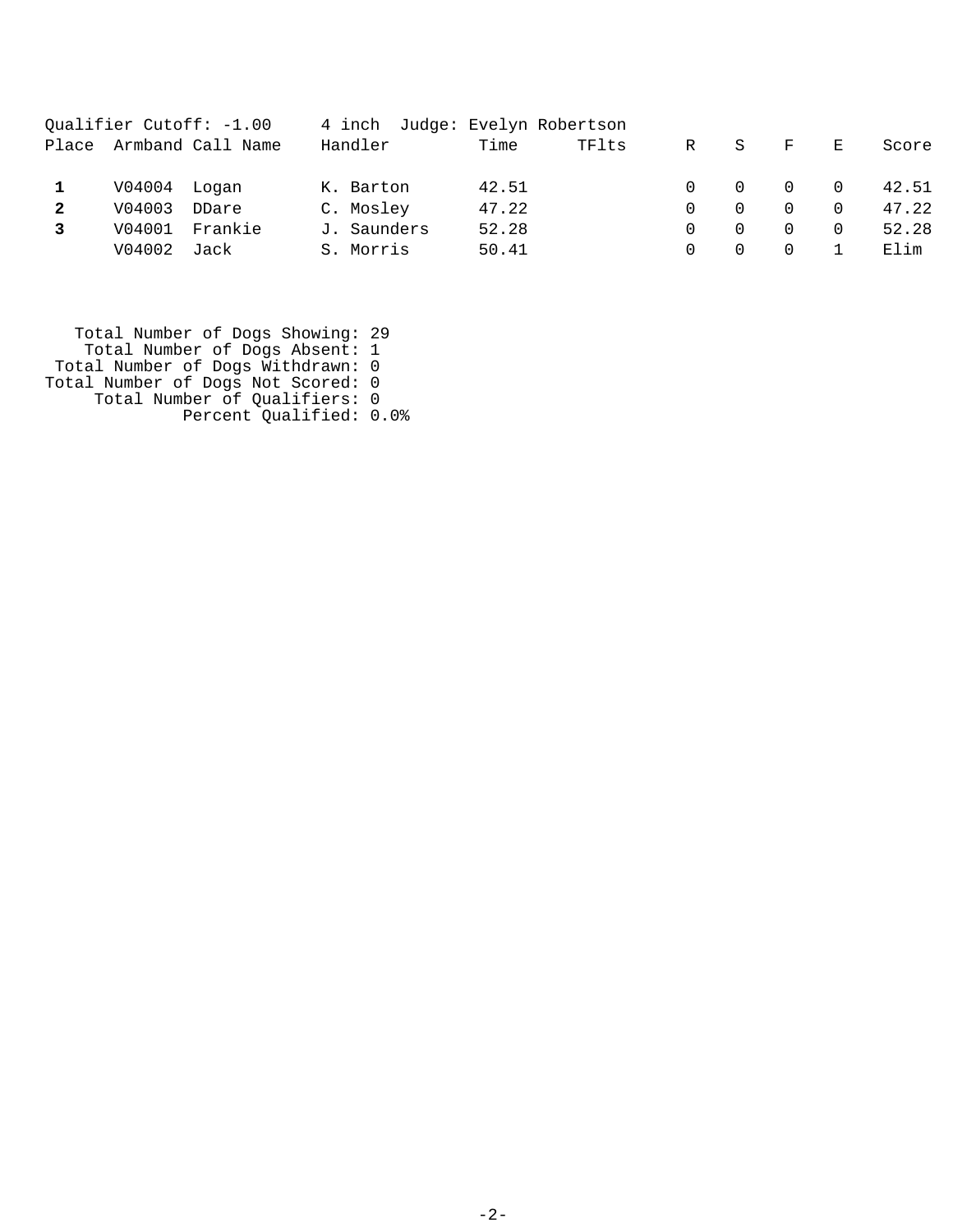Qualifier Cutoff: -1.00     4 inch  Judge: Evelyn Robertson

| Place | Armband | Call Name | Handler | Time | TFlts | R | S | F | E | Score |
|---|---|---|---|---|---|---|---|---|---|---|
| **1** | V04004 | Logan | K. Barton | 42.51 | | 0 | 0 | 0 | 0 | 42.51 |
| **2** | V04003 | DDare | C. Mosley | 47.22 | | 0 | 0 | 0 | 0 | 47.22 |
| **3** | V04001 | Frankie | J. Saunders | 52.28 | | 0 | 0 | 0 | 0 | 52.28 |
| | V04002 | Jack | S. Morris | 50.41 | | 0 | 0 | 0 | 1 | Elim |

Total Number of Dogs Showing: 29
Total Number of Dogs Absent: 1
Total Number of Dogs Withdrawn: 0
Total Number of Dogs Not Scored: 0
Total Number of Qualifiers: 0
Percent Qualified: 0.0%